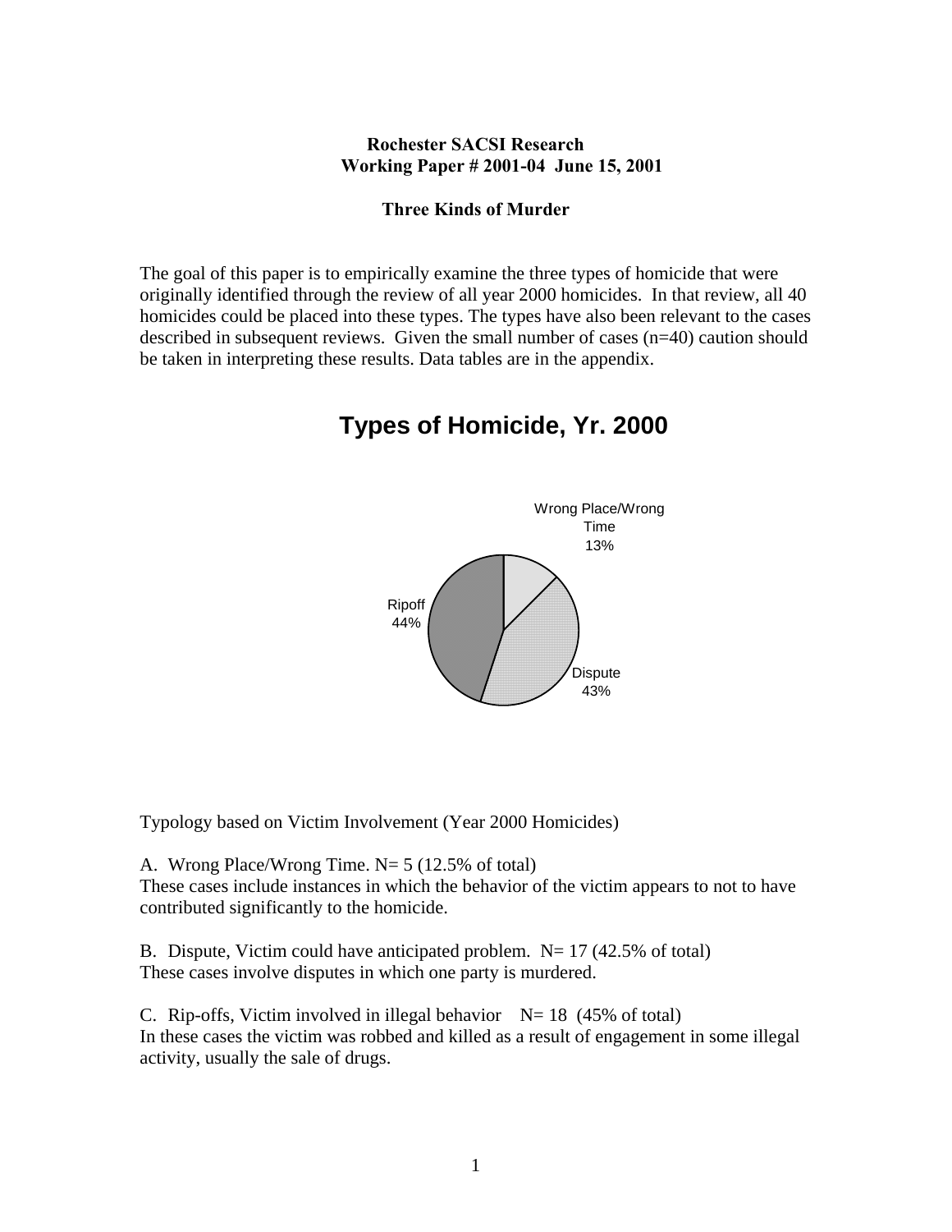**Rochester SACSI Research**
**Working Paper # 2001-04 June 15, 2001**

# Three Kinds of Murder

The goal of this paper is to empirically examine the three types of homicide that were originally identified through the review of all year 2000 homicides. In that review, all 40 homicides could be placed into these types. The types have also been relevant to the cases described in subsequent reviews. Given the small number of cases (n=40) caution should be taken in interpreting these results. Data tables are in the appendix.

## Types of Homicide, Yr. 2000

Wrong Place/Wrong Time 13%

Dispute 43%

Ripoff 44%

Typology based on Victim Involvement (Year 2000 Homicides)

A. Wrong Place/Wrong Time. N= 5 (12.5% of total)
These cases include instances in which the behavior of the victim appears to not to have contributed significantly to the homicide.

B. Dispute, Victim could have anticipated problem. N= 17 (42.5% of total)
These cases involve disputes in which one party is murdered.

C. Rip-offs, Victim involved in illegal behavior N= 18 (45% of total)
In these cases the victim was robbed and killed as a result of engagement in some illegal activity, usually the sale of drugs.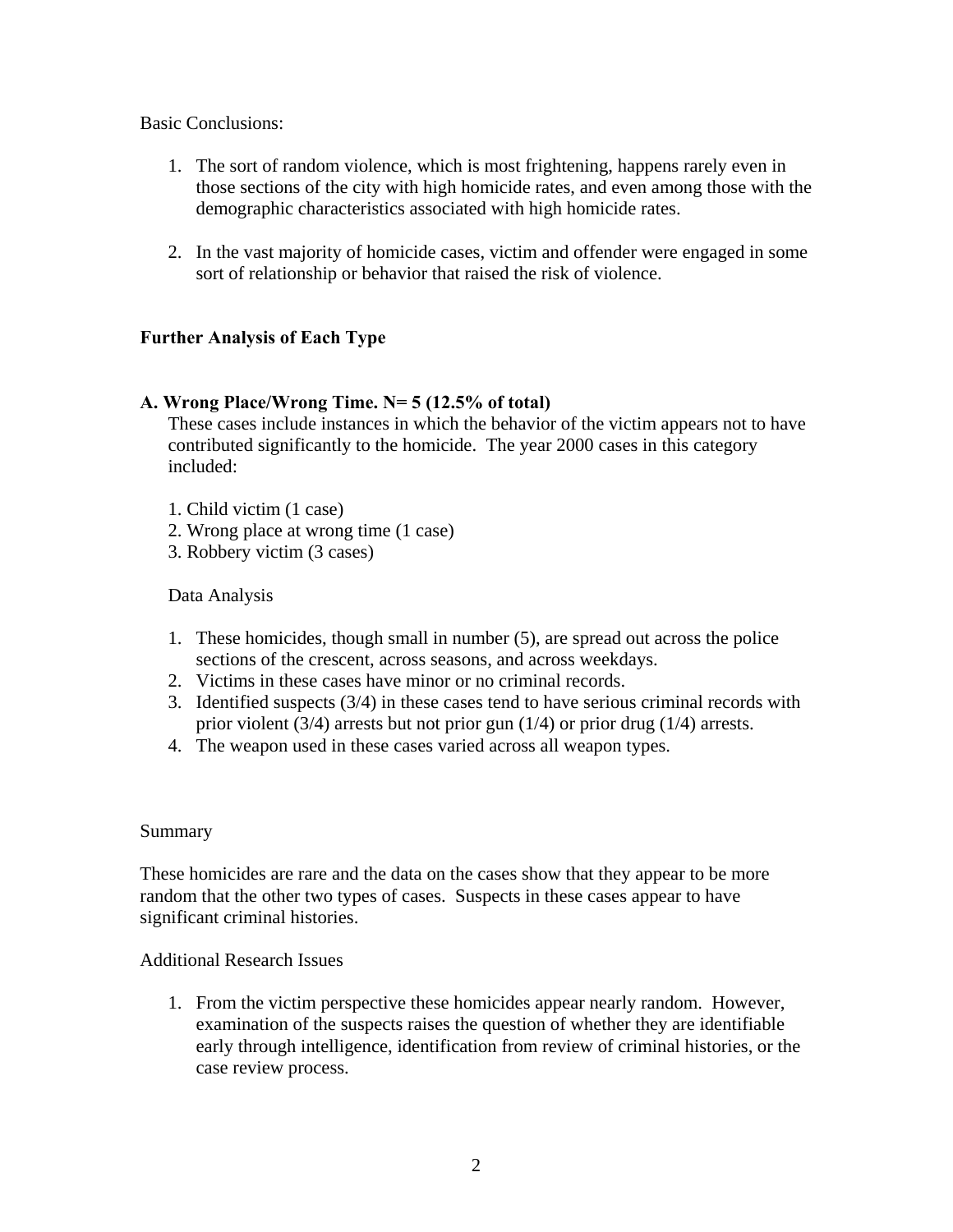Basic Conclusions:

1. The sort of random violence, which is most frightening, happens rarely even in those sections of the city with high homicide rates, and even among those with the demographic characteristics associated with high homicide rates.

2. In the vast majority of homicide cases, victim and offender were engaged in some sort of relationship or behavior that raised the risk of violence.

**Further Analysis of Each Type**

**A. Wrong Place/Wrong Time. N= 5 (12.5% of total)**

These cases include instances in which the behavior of the victim appears not to have contributed significantly to the homicide. The year 2000 cases in this category included:

1. Child victim (1 case)
2. Wrong place at wrong time (1 case)
3. Robbery victim (3 cases)

Data Analysis

1. These homicides, though small in number (5), are spread out across the police sections of the crescent, across seasons, and across weekdays.
2. Victims in these cases have minor or no criminal records.
3. Identified suspects (3/4) in these cases tend to have serious criminal records with prior violent (3/4) arrests but not prior gun (1/4) or prior drug (1/4) arrests.
4. The weapon used in these cases varied across all weapon types.

Summary

These homicides are rare and the data on the cases show that they appear to be more random that the other two types of cases. Suspects in these cases appear to have significant criminal histories.

Additional Research Issues

1. From the victim perspective these homicides appear nearly random. However, examination of the suspects raises the question of whether they are identifiable early through intelligence, identification from review of criminal histories, or the case review process.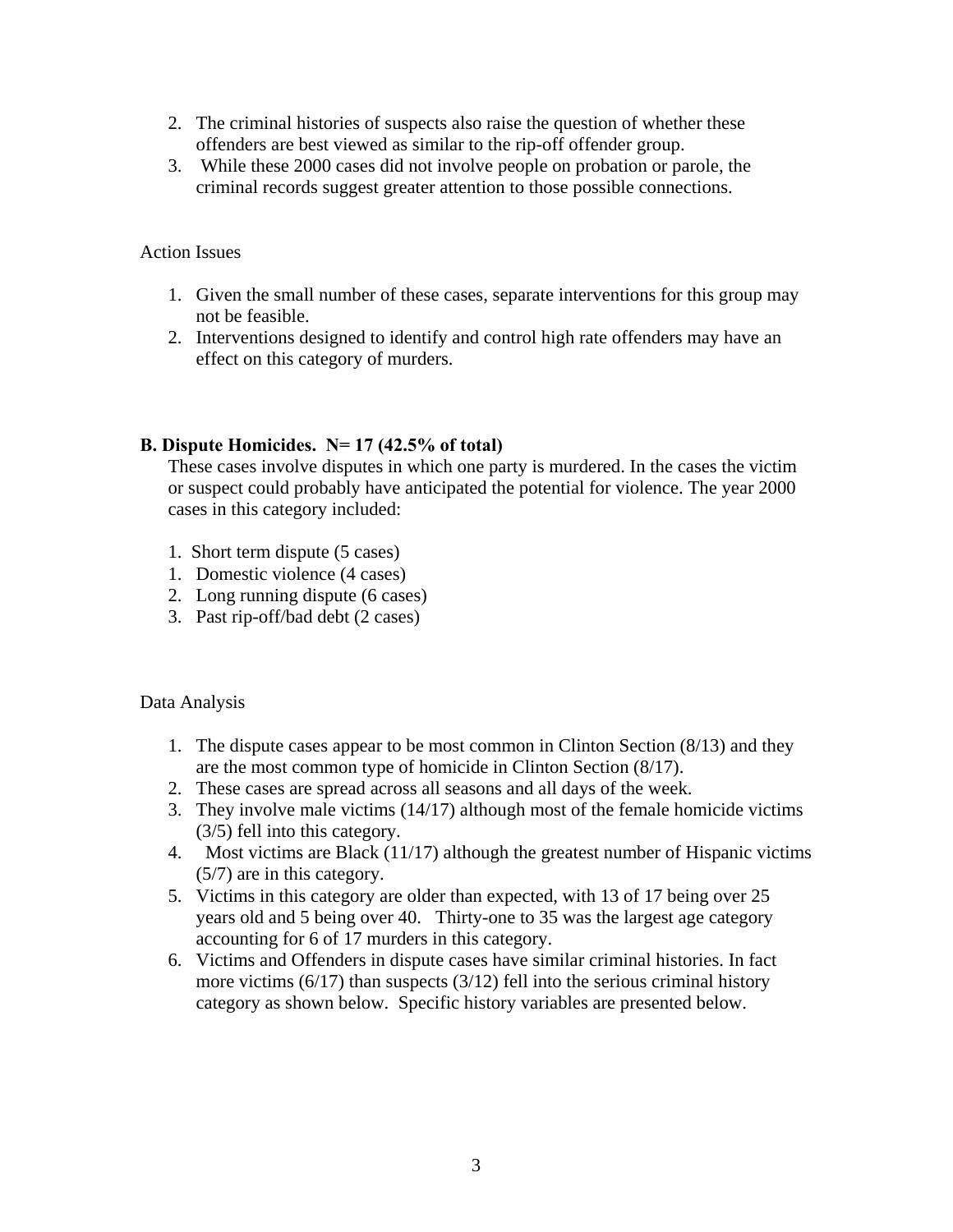2. The criminal histories of suspects also raise the question of whether these offenders are best viewed as similar to the rip-off offender group.
3. While these 2000 cases did not involve people on probation or parole, the criminal records suggest greater attention to those possible connections.

Action Issues

1. Given the small number of these cases, separate interventions for this group may not be feasible.
2. Interventions designed to identify and control high rate offenders may have an effect on this category of murders.

**B. Dispute Homicides. N= 17 (42.5% of total)**

These cases involve disputes in which one party is murdered. In the cases the victim or suspect could probably have anticipated the potential for violence. The year 2000 cases in this category included:

1. Short term dispute (5 cases)
1. Domestic violence (4 cases)
2. Long running dispute (6 cases)
3. Past rip-off/bad debt (2 cases)

Data Analysis

1. The dispute cases appear to be most common in Clinton Section (8/13) and they are the most common type of homicide in Clinton Section (8/17).
2. These cases are spread across all seasons and all days of the week.
3. They involve male victims (14/17) although most of the female homicide victims (3/5) fell into this category.
4. Most victims are Black (11/17) although the greatest number of Hispanic victims (5/7) are in this category.
5. Victims in this category are older than expected, with 13 of 17 being over 25 years old and 5 being over 40. Thirty-one to 35 was the largest age category accounting for 6 of 17 murders in this category.
6. Victims and Offenders in dispute cases have similar criminal histories. In fact more victims (6/17) than suspects (3/12) fell into the serious criminal history category as shown below. Specific history variables are presented below.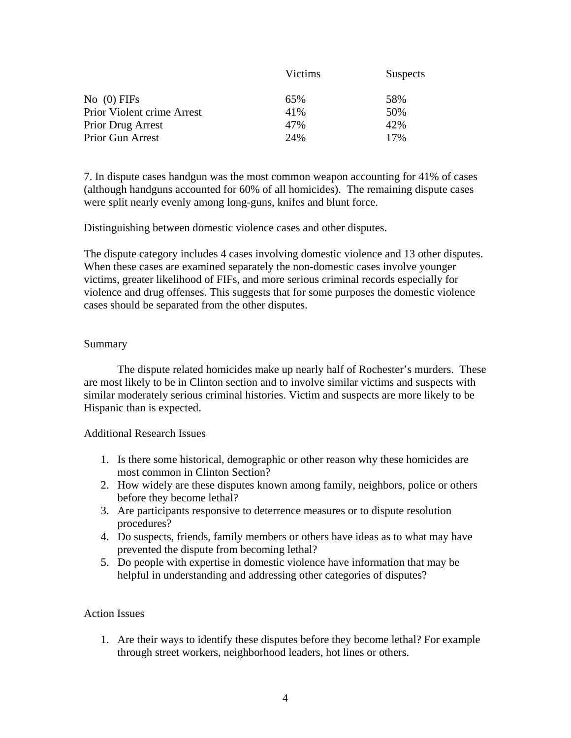| | Victims | Suspects |
|---|---|---|
| No (0) FIFs | 65% | 58% |
| Prior Violent crime Arrest | 41% | 50% |
| Prior Drug Arrest | 47% | 42% |
| Prior Gun Arrest | 24% | 17% |

7. In dispute cases handgun was the most common weapon accounting for 41% of cases (although handguns accounted for 60% of all homicides). The remaining dispute cases were split nearly evenly among long-guns, knifes and blunt force.

Distinguishing between domestic violence cases and other disputes.

The dispute category includes 4 cases involving domestic violence and 13 other disputes. When these cases are examined separately the non-domestic cases involve younger victims, greater likelihood of FIFs, and more serious criminal records especially for violence and drug offenses. This suggests that for some purposes the domestic violence cases should be separated from the other disputes.

## Summary

The dispute related homicides make up nearly half of Rochester's murders. These are most likely to be in Clinton section and to involve similar victims and suspects with similar moderately serious criminal histories. Victim and suspects are more likely to be Hispanic than is expected.

## Additional Research Issues

1. Is there some historical, demographic or other reason why these homicides are most common in Clinton Section?
2. How widely are these disputes known among family, neighbors, police or others before they become lethal?
3. Are participants responsive to deterrence measures or to dispute resolution procedures?
4. Do suspects, friends, family members or others have ideas as to what may have prevented the dispute from becoming lethal?
5. Do people with expertise in domestic violence have information that may be helpful in understanding and addressing other categories of disputes?

## Action Issues

1. Are their ways to identify these disputes before they become lethal? For example through street workers, neighborhood leaders, hot lines or others.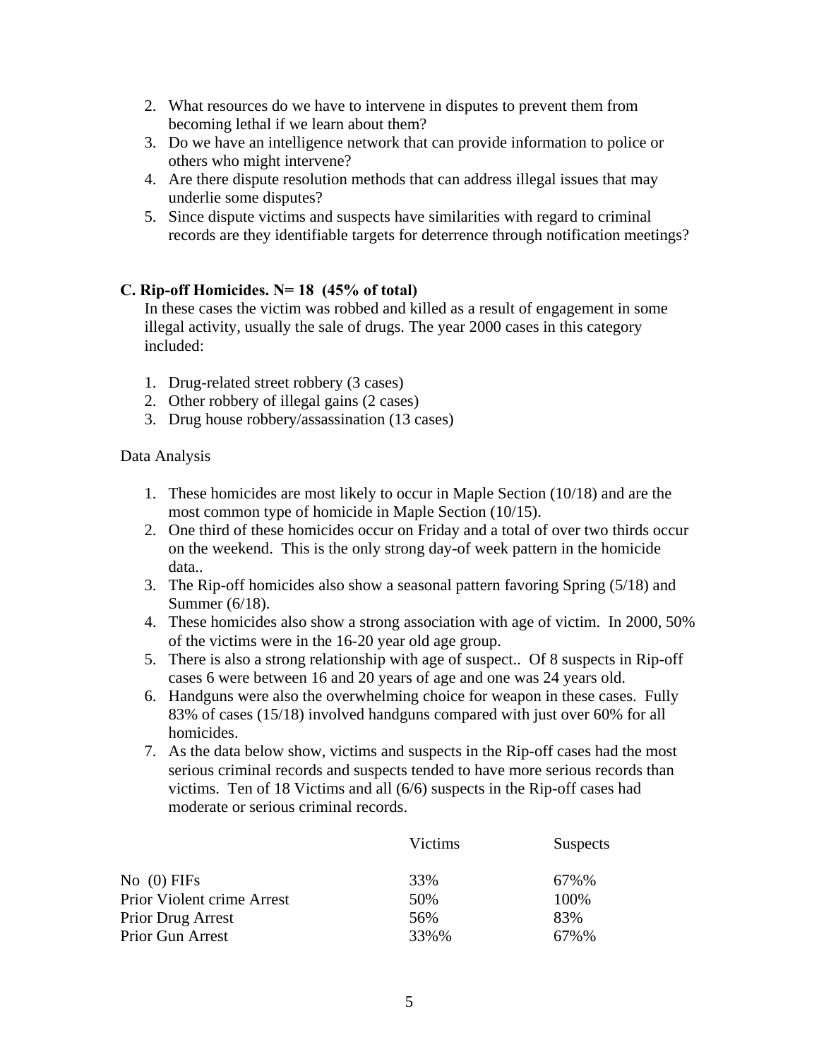2. What resources do we have to intervene in disputes to prevent them from becoming lethal if we learn about them?
3. Do we have an intelligence network that can provide information to police or others who might intervene?
4. Are there dispute resolution methods that can address illegal issues that may underlie some disputes?
5. Since dispute victims and suspects have similarities with regard to criminal records are they identifiable targets for deterrence through notification meetings?

**C. Rip-off Homicides. N= 18 (45% of total)**

In these cases the victim was robbed and killed as a result of engagement in some illegal activity, usually the sale of drugs. The year 2000 cases in this category included:

1. Drug-related street robbery (3 cases)
2. Other robbery of illegal gains (2 cases)
3. Drug house robbery/assassination (13 cases)

Data Analysis

1. These homicides are most likely to occur in Maple Section (10/18) and are the most common type of homicide in Maple Section (10/15).
2. One third of these homicides occur on Friday and a total of over two thirds occur on the weekend. This is the only strong day-of week pattern in the homicide data..
3. The Rip-off homicides also show a seasonal pattern favoring Spring (5/18) and Summer (6/18).
4. These homicides also show a strong association with age of victim. In 2000, 50% of the victims were in the 16-20 year old age group.
5. There is also a strong relationship with age of suspect.. Of 8 suspects in Rip-off cases 6 were between 16 and 20 years of age and one was 24 years old.
6. Handguns were also the overwhelming choice for weapon in these cases. Fully 83% of cases (15/18) involved handguns compared with just over 60% for all homicides.
7. As the data below show, victims and suspects in the Rip-off cases had the most serious criminal records and suspects tended to have more serious records than victims. Ten of 18 Victims and all (6/6) suspects in the Rip-off cases had moderate or serious criminal records.

| | Victims | Suspects |
|---|---|---|
| No (0) FIFs | 33% | 67%% |
| Prior Violent crime Arrest | 50% | 100% |
| Prior Drug Arrest | 56% | 83% |
| Prior Gun Arrest | 33%% | 67%% |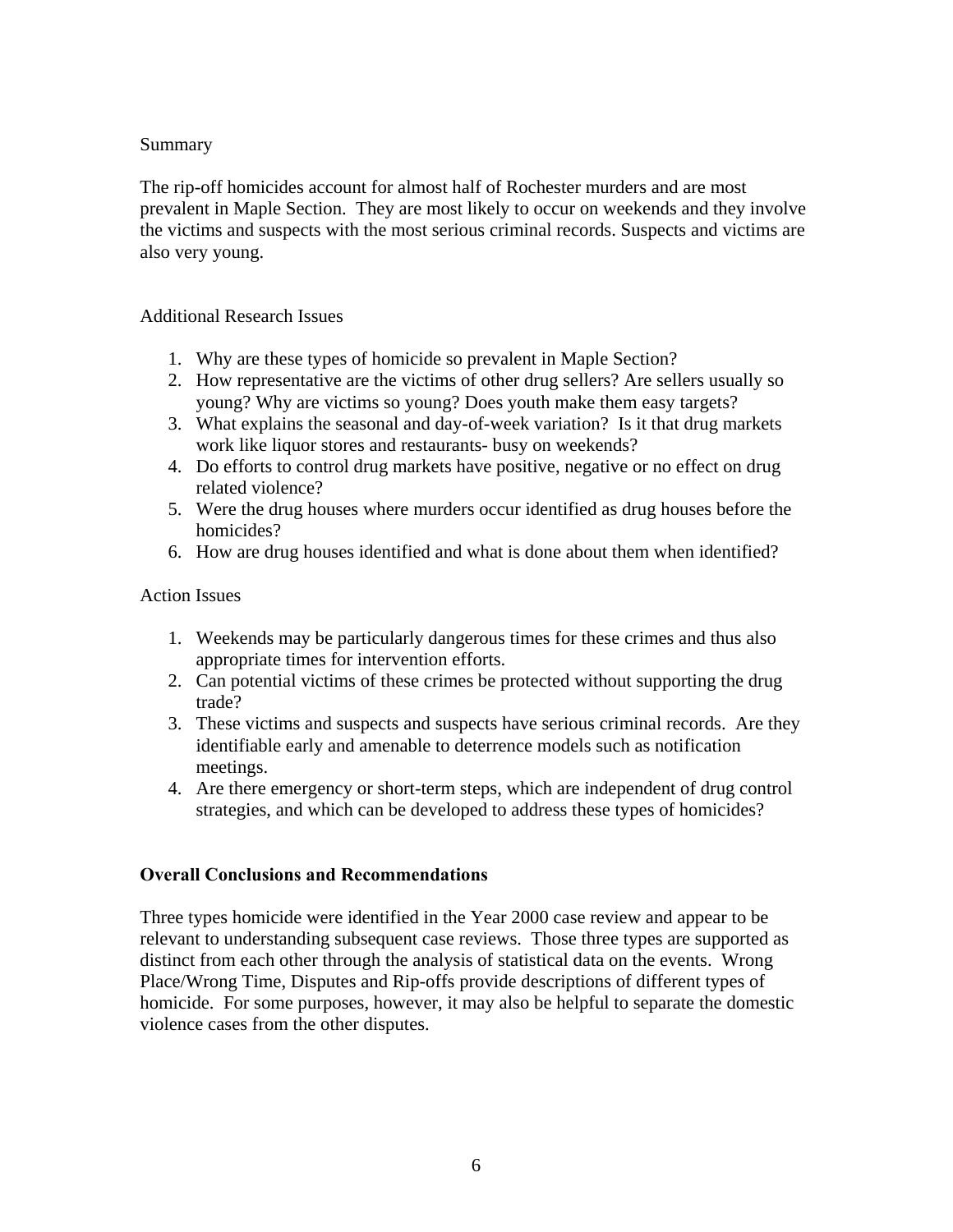Summary

The rip-off homicides account for almost half of Rochester murders and are most prevalent in Maple Section. They are most likely to occur on weekends and they involve the victims and suspects with the most serious criminal records. Suspects and victims are also very young.

Additional Research Issues

1. Why are these types of homicide so prevalent in Maple Section?
2. How representative are the victims of other drug sellers? Are sellers usually so young? Why are victims so young? Does youth make them easy targets?
3. What explains the seasonal and day-of-week variation? Is it that drug markets work like liquor stores and restaurants- busy on weekends?
4. Do efforts to control drug markets have positive, negative or no effect on drug related violence?
5. Were the drug houses where murders occur identified as drug houses before the homicides?
6. How are drug houses identified and what is done about them when identified?

Action Issues

1. Weekends may be particularly dangerous times for these crimes and thus also appropriate times for intervention efforts.
2. Can potential victims of these crimes be protected without supporting the drug trade?
3. These victims and suspects and suspects have serious criminal records. Are they identifiable early and amenable to deterrence models such as notification meetings.
4. Are there emergency or short-term steps, which are independent of drug control strategies, and which can be developed to address these types of homicides?

**Overall Conclusions and Recommendations**

Three types homicide were identified in the Year 2000 case review and appear to be relevant to understanding subsequent case reviews. Those three types are supported as distinct from each other through the analysis of statistical data on the events. Wrong Place/Wrong Time, Disputes and Rip-offs provide descriptions of different types of homicide. For some purposes, however, it may also be helpful to separate the domestic violence cases from the other disputes.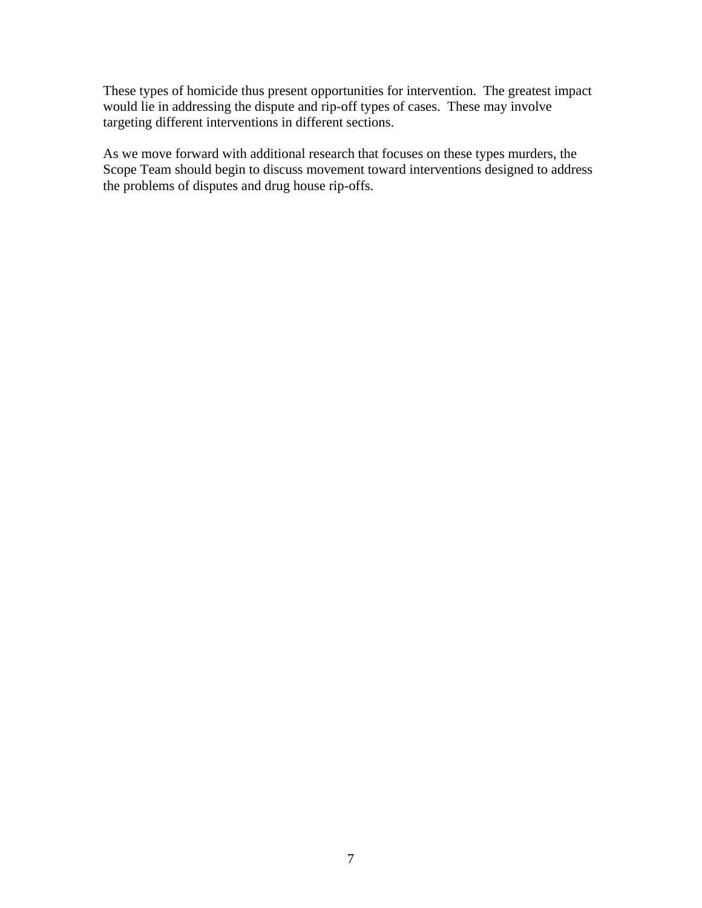These types of homicide thus present opportunities for intervention. The greatest impact would lie in addressing the dispute and rip-off types of cases. These may involve targeting different interventions in different sections.

As we move forward with additional research that focuses on these types murders, the Scope Team should begin to discuss movement toward interventions designed to address the problems of disputes and drug house rip-offs.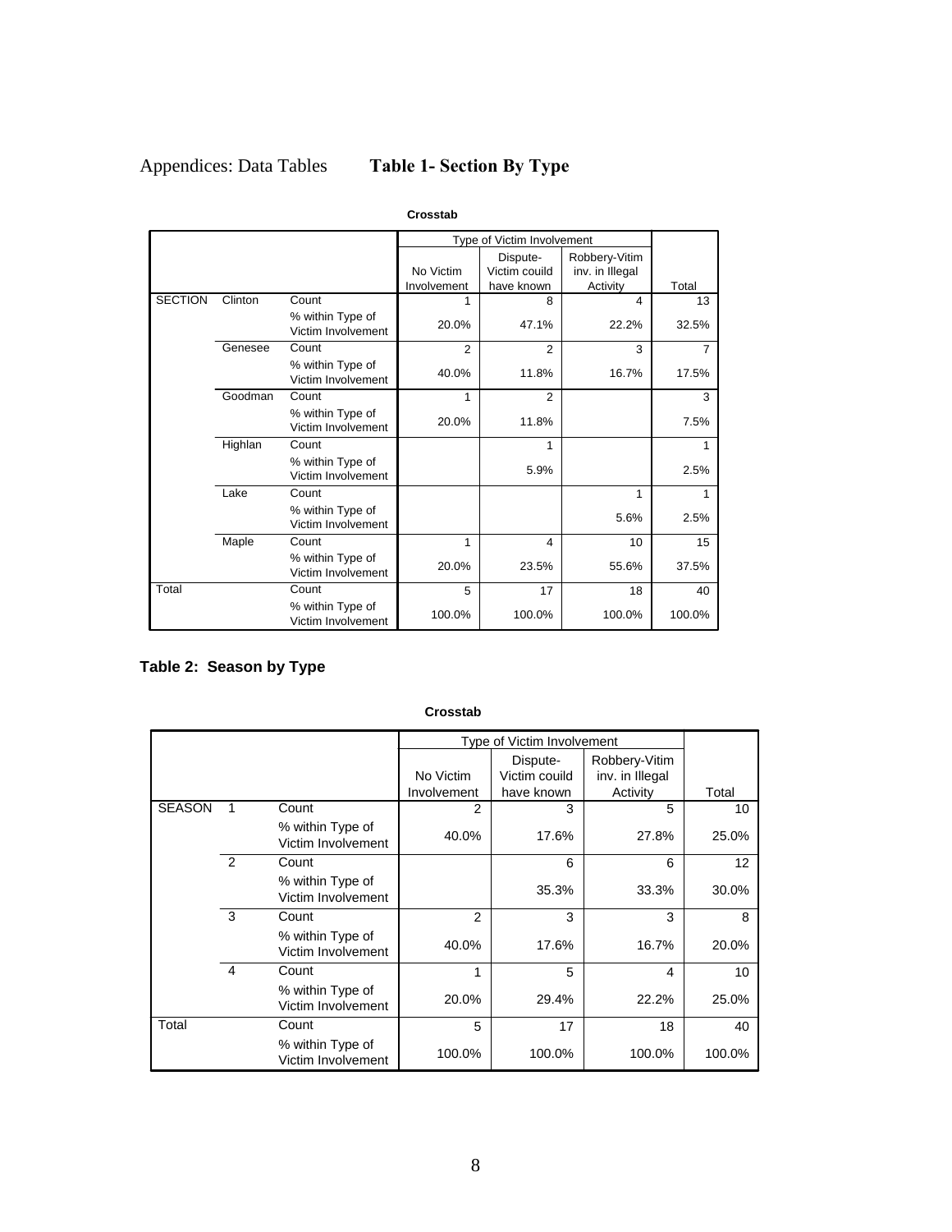Appendices: Data Tables **Table 1- Section By Type**

**Crosstab**

| | | | Type of Victim Involvement | | | |
|---|---|---|---|---|---|---|
| | | | No Victim Involvement | Dispute-Victim couild have known | Robbery-Vitim inv. in Illegal Activity | Total |
| SECTION | Clinton | Count | 1 | 8 | 4 | 13 |
| | | % within Type of Victim Involvement | 20.0% | 47.1% | 22.2% | 32.5% |
| | Genesee | Count | 2 | 2 | 3 | 7 |
| | | % within Type of Victim Involvement | 40.0% | 11.8% | 16.7% | 17.5% |
| | Goodman | Count | 1 | 2 | | 3 |
| | | % within Type of Victim Involvement | 20.0% | 11.8% | | 7.5% |
| | Highlan | Count | | 1 | | 1 |
| | | % within Type of Victim Involvement | | 5.9% | | 2.5% |
| | Lake | Count | | | 1 | 1 |
| | | % within Type of Victim Involvement | | | 5.6% | 2.5% |
| | Maple | Count | 1 | 4 | 10 | 15 |
| | | % within Type of Victim Involvement | 20.0% | 23.5% | 55.6% | 37.5% |
| Total | | Count | 5 | 17 | 18 | 40 |
| | | % within Type of Victim Involvement | 100.0% | 100.0% | 100.0% | 100.0% |

**Table 2: Season by Type**

**Crosstab**

| | | | Type of Victim Involvement | | | |
|---|---|---|---|---|---|---|
| | | | No Victim Involvement | Dispute-Victim couild have known | Robbery-Vitim inv. in Illegal Activity | Total |
| SEASON | 1 | Count | 2 | 3 | 5 | 10 |
| | | % within Type of Victim Involvement | 40.0% | 17.6% | 27.8% | 25.0% |
| | 2 | Count | | 6 | 6 | 12 |
| | | % within Type of Victim Involvement | | 35.3% | 33.3% | 30.0% |
| | 3 | Count | 2 | 3 | 3 | 8 |
| | | % within Type of Victim Involvement | 40.0% | 17.6% | 16.7% | 20.0% |
| | 4 | Count | 1 | 5 | 4 | 10 |
| | | % within Type of Victim Involvement | 20.0% | 29.4% | 22.2% | 25.0% |
| Total | | Count | 5 | 17 | 18 | 40 |
| | | % within Type of Victim Involvement | 100.0% | 100.0% | 100.0% | 100.0% |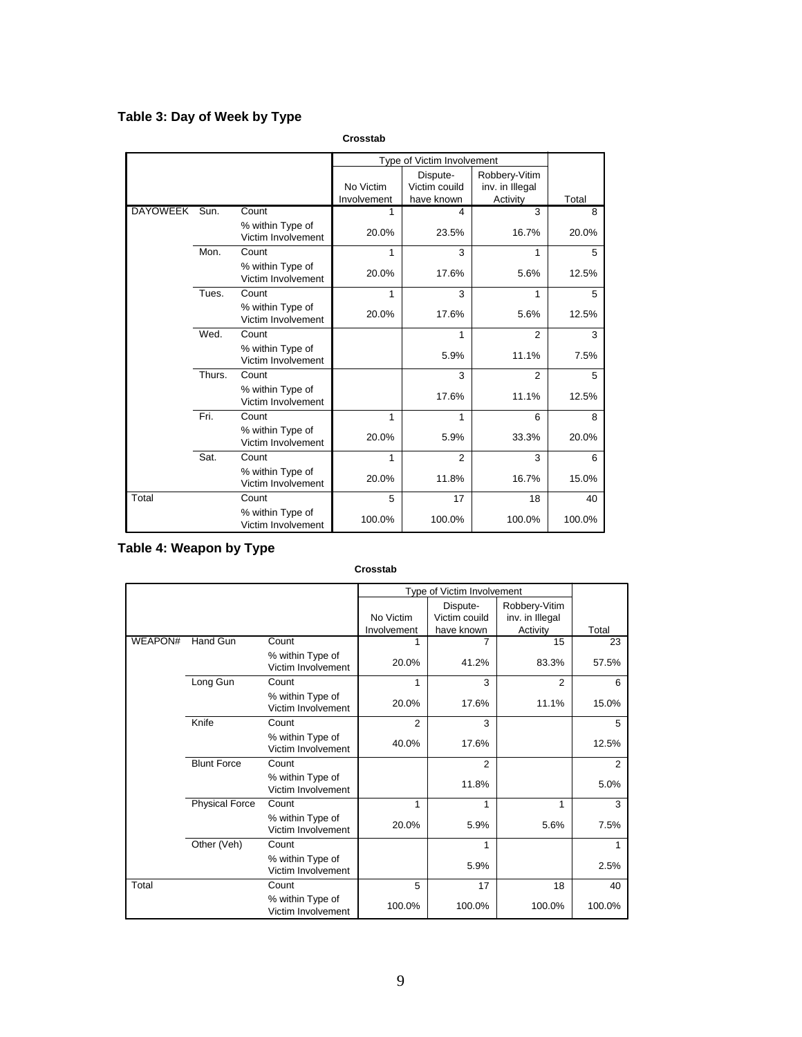### Table 3: Day of Week by Type

**Crosstab**

| | | | Type of Victim Involvement | | | |
|---|---|---|---|---|---|---|
| | | | No Victim Involvement | Dispute-Victim couild have known | Robbery-Vitim inv. in Illegal Activity | Total |
| DAYOWEEK | Sun. | Count | 1 | 4 | 3 | 8 |
| | | % within Type of Victim Involvement | 20.0% | 23.5% | 16.7% | 20.0% |
| | Mon. | Count | 1 | 3 | 1 | 5 |
| | | % within Type of Victim Involvement | 20.0% | 17.6% | 5.6% | 12.5% |
| | Tues. | Count | 1 | 3 | 1 | 5 |
| | | % within Type of Victim Involvement | 20.0% | 17.6% | 5.6% | 12.5% |
| | Wed. | Count | | 1 | 2 | 3 |
| | | % within Type of Victim Involvement | | 5.9% | 11.1% | 7.5% |
| | Thurs. | Count | | 3 | 2 | 5 |
| | | % within Type of Victim Involvement | | 17.6% | 11.1% | 12.5% |
| | Fri. | Count | 1 | 1 | 6 | 8 |
| | | % within Type of Victim Involvement | 20.0% | 5.9% | 33.3% | 20.0% |
| | Sat. | Count | 1 | 2 | 3 | 6 |
| | | % within Type of Victim Involvement | 20.0% | 11.8% | 16.7% | 15.0% |
| Total | | Count | 5 | 17 | 18 | 40 |
| | | % within Type of Victim Involvement | 100.0% | 100.0% | 100.0% | 100.0% |

### Table 4: Weapon by Type

**Crosstab**

| | | | Type of Victim Involvement | | | |
|---|---|---|---|---|---|---|
| | | | No Victim Involvement | Dispute-Victim couild have known | Robbery-Vitim inv. in Illegal Activity | Total |
| WEAPON# | Hand Gun | Count | 1 | 7 | 15 | 23 |
| | | % within Type of Victim Involvement | 20.0% | 41.2% | 83.3% | 57.5% |
| | Long Gun | Count | 1 | 3 | 2 | 6 |
| | | % within Type of Victim Involvement | 20.0% | 17.6% | 11.1% | 15.0% |
| | Knife | Count | 2 | 3 | | 5 |
| | | % within Type of Victim Involvement | 40.0% | 17.6% | | 12.5% |
| | Blunt Force | Count | | 2 | | 2 |
| | | % within Type of Victim Involvement | | 11.8% | | 5.0% |
| | Physical Force | Count | 1 | 1 | 1 | 3 |
| | | % within Type of Victim Involvement | 20.0% | 5.9% | 5.6% | 7.5% |
| | Other (Veh) | Count | | 1 | | 1 |
| | | % within Type of Victim Involvement | | 5.9% | | 2.5% |
| Total | | Count | 5 | 17 | 18 | 40 |
| | | % within Type of Victim Involvement | 100.0% | 100.0% | 100.0% | 100.0% |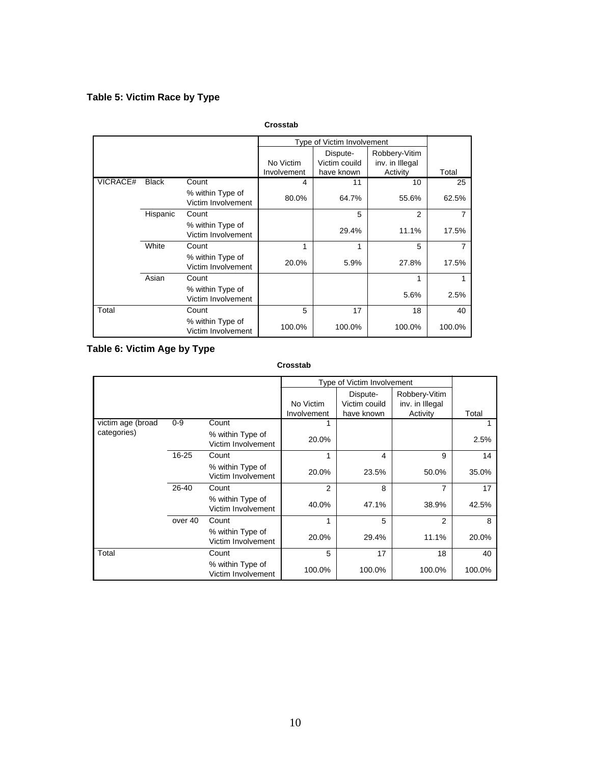**Table 5: Victim Race by Type**

**Crosstab**

| | | | Type of Victim Involvement | | | |
|---|---|---|---|---|---|---|
| | | | No Victim Involvement | Dispute-Victim couild have known | Robbery-Vitim inv. in Illegal Activity | Total |
| VICRACE# | Black | Count | 4 | 11 | 10 | 25 |
| | | % within Type of Victim Involvement | 80.0% | 64.7% | 55.6% | 62.5% |
| | Hispanic | Count | | 5 | 2 | 7 |
| | | % within Type of Victim Involvement | | 29.4% | 11.1% | 17.5% |
| | White | Count | 1 | 1 | 5 | 7 |
| | | % within Type of Victim Involvement | 20.0% | 5.9% | 27.8% | 17.5% |
| | Asian | Count | | | 1 | 1 |
| | | % within Type of Victim Involvement | | | 5.6% | 2.5% |
| Total | | Count | 5 | 17 | 18 | 40 |
| | | % within Type of Victim Involvement | 100.0% | 100.0% | 100.0% | 100.0% |

**Table 6: Victim Age by Type**

**Crosstab**

| | | | Type of Victim Involvement | | | |
|---|---|---|---|---|---|---|
| | | | No Victim Involvement | Dispute-Victim couild have known | Robbery-Vitim inv. in Illegal Activity | Total |
| victim age (broad categories) | 0-9 | Count | 1 | | | 1 |
| | | % within Type of Victim Involvement | 20.0% | | | 2.5% |
| | 16-25 | Count | 1 | 4 | 9 | 14 |
| | | % within Type of Victim Involvement | 20.0% | 23.5% | 50.0% | 35.0% |
| | 26-40 | Count | 2 | 8 | 7 | 17 |
| | | % within Type of Victim Involvement | 40.0% | 47.1% | 38.9% | 42.5% |
| | over 40 | Count | 1 | 5 | 2 | 8 |
| | | % within Type of Victim Involvement | 20.0% | 29.4% | 11.1% | 20.0% |
| Total | | Count | 5 | 17 | 18 | 40 |
| | | % within Type of Victim Involvement | 100.0% | 100.0% | 100.0% | 100.0% |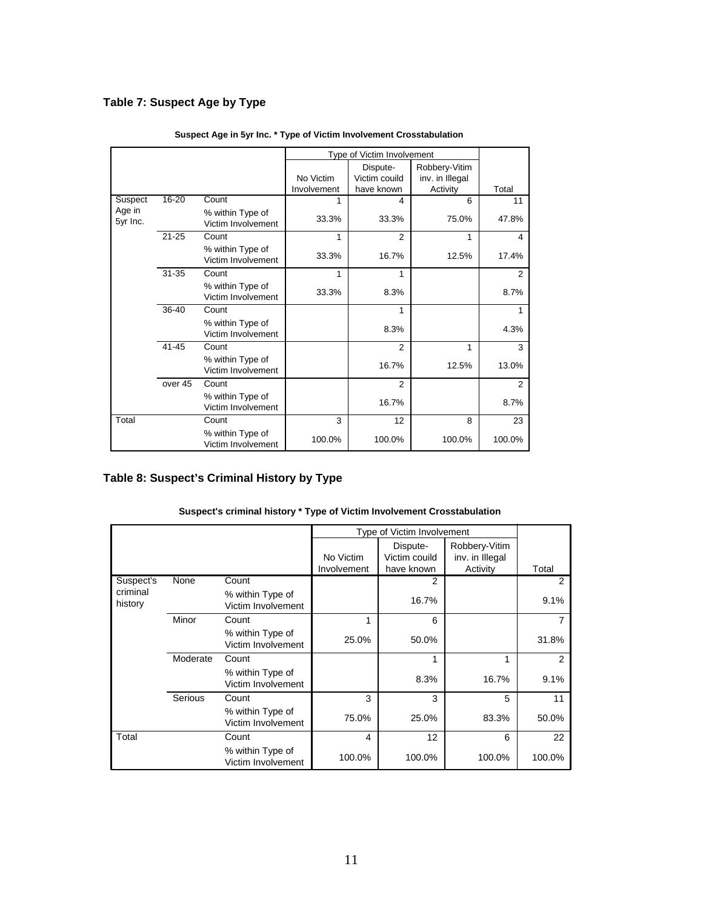### Table 7: Suspect Age by Type

**Suspect Age in 5yr Inc. * Type of Victim Involvement Crosstabulation**

| | | | Type of Victim Involvement | | | |
|---|---|---|---|---|---|---|
| | | | No Victim Involvement | Dispute-Victim could have known | Robbery-Vitim inv. in Illegal Activity | Total |
| Suspect Age in 5yr Inc. | 16-20 | Count | 1 | 4 | 6 | 11 |
| | | % within Type of Victim Involvement | 33.3% | 33.3% | 75.0% | 47.8% |
| | 21-25 | Count | 1 | 2 | 1 | 4 |
| | | % within Type of Victim Involvement | 33.3% | 16.7% | 12.5% | 17.4% |
| | 31-35 | Count | 1 | 1 | | 2 |
| | | % within Type of Victim Involvement | 33.3% | 8.3% | | 8.7% |
| | 36-40 | Count | | 1 | | 1 |
| | | % within Type of Victim Involvement | | 8.3% | | 4.3% |
| | 41-45 | Count | | 2 | 1 | 3 |
| | | % within Type of Victim Involvement | | 16.7% | 12.5% | 13.0% |
| | over 45 | Count | | 2 | | 2 |
| | | % within Type of Victim Involvement | | 16.7% | | 8.7% |
| Total | | Count | 3 | 12 | 8 | 23 |
| | | % within Type of Victim Involvement | 100.0% | 100.0% | 100.0% | 100.0% |

### Table 8: Suspect's Criminal History by Type

**Suspect's criminal history * Type of Victim Involvement Crosstabulation**

| | | | Type of Victim Involvement | | | |
|---|---|---|---|---|---|---|
| | | | No Victim Involvement | Dispute-Victim could have known | Robbery-Vitim inv. in Illegal Activity | Total |
| Suspect's criminal history | None | Count | | 2 | | 2 |
| | | % within Type of Victim Involvement | | 16.7% | | 9.1% |
| | Minor | Count | 1 | 6 | | 7 |
| | | % within Type of Victim Involvement | 25.0% | 50.0% | | 31.8% |
| | Moderate | Count | | 1 | 1 | 2 |
| | | % within Type of Victim Involvement | | 8.3% | 16.7% | 9.1% |
| | Serious | Count | 3 | 3 | 5 | 11 |
| | | % within Type of Victim Involvement | 75.0% | 25.0% | 83.3% | 50.0% |
| Total | | Count | 4 | 12 | 6 | 22 |
| | | % within Type of Victim Involvement | 100.0% | 100.0% | 100.0% | 100.0% |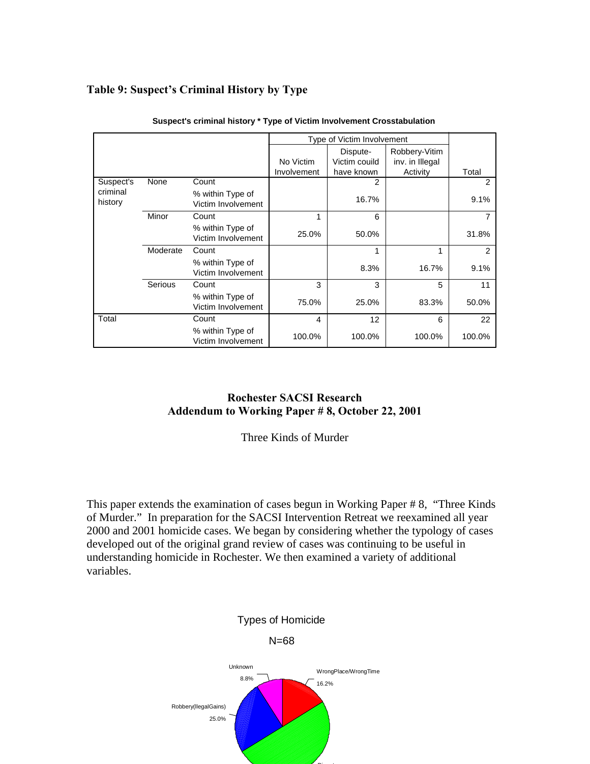**Table 9: Suspect's Criminal History by Type**

**Suspect's criminal history * Type of Victim Involvement Crosstabulation**

| | | | Type of Victim Involvement | | | |
|---|---|---|---|---|---|---|
| | | | No Victim Involvement | Dispute-Victim couild have known | Robbery-Vitim inv. in Illegal Activity | Total |
| Suspect's criminal history | None | Count | | 2 | | 2 |
| | | % within Type of Victim Involvement | | 16.7% | | 9.1% |
| | Minor | Count | 1 | 6 | | 7 |
| | | % within Type of Victim Involvement | 25.0% | 50.0% | | 31.8% |
| | Moderate | Count | | 1 | 1 | 2 |
| | | % within Type of Victim Involvement | | 8.3% | 16.7% | 9.1% |
| | Serious | Count | 3 | 3 | 5 | 11 |
| | | % within Type of Victim Involvement | 75.0% | 25.0% | 83.3% | 50.0% |
| Total | | Count | 4 | 12 | 6 | 22 |
| | | % within Type of Victim Involvement | 100.0% | 100.0% | 100.0% | 100.0% |

**Rochester SACSI Research**
**Addendum to Working Paper # 8, October 22, 2001**

Three Kinds of Murder

This paper extends the examination of cases begun in Working Paper # 8, "Three Kinds of Murder." In preparation for the SACSI Intervention Retreat we reexamined all year 2000 and 2001 homicide cases. We began by considering whether the typology of cases developed out of the original grand review of cases was continuing to be useful in understanding homicide in Rochester. We then examined a variety of additional variables.

Types of Homicide

N=68

Unknown 8.8%

WrongPlace/WrongTime 16.2%

Robbery(IllegalGains) 25.0%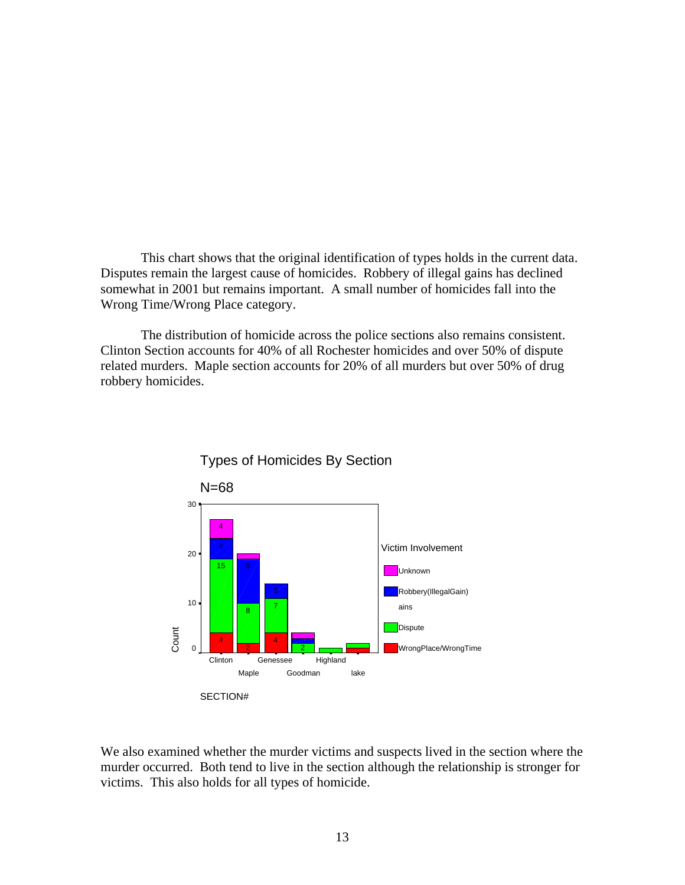This chart shows that the original identification of types holds in the current data. Disputes remain the largest cause of homicides. Robbery of illegal gains has declined somewhat in 2001 but remains important. A small number of homicides fall into the Wrong Time/Wrong Place category.

The distribution of homicide across the police sections also remains consistent. Clinton Section accounts for 40% of all Rochester homicides and over 50% of dispute related murders. Maple section accounts for 20% of all murders but over 50% of drug robbery homicides.

Types of Homicides By Section

N=68

We also examined whether the murder victims and suspects lived in the section where the murder occurred. Both tend to live in the section although the relationship is stronger for victims. This also holds for all types of homicide.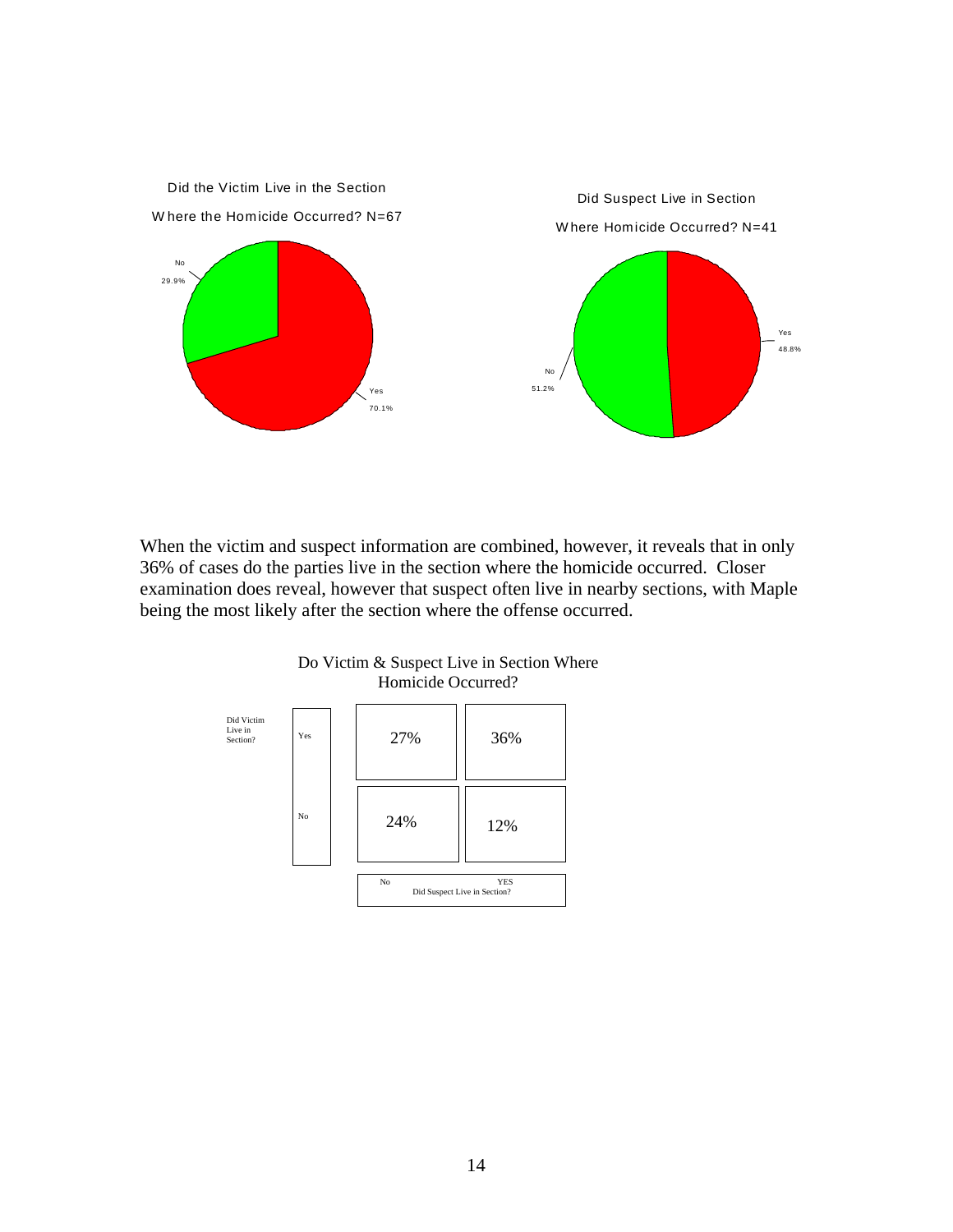Did the Victim Live in the Section Where the Homicide Occurred? N=67

| | |
|---|---|
| No | 29.9% |
| Yes | 70.1% |

Did Suspect Live in Section Where Homicide Occurred? N=41

| | |
|---|---|
| Yes | 48.8% |
| No | 51.2% |

When the victim and suspect information are combined, however, it reveals that in only 36% of cases do the parties live in the section where the homicide occurred. Closer examination does reveal, however that suspect often live in nearby sections, with Maple being the most likely after the section where the offense occurred.

Do Victim & Suspect Live in Section Where Homicide Occurred?

| Did Victim Live in Section? | Did Suspect Live in Section? No | Did Suspect Live in Section? YES |
|---|---|---|
| Yes | 27% | 36% |
| No | 24% | 12% |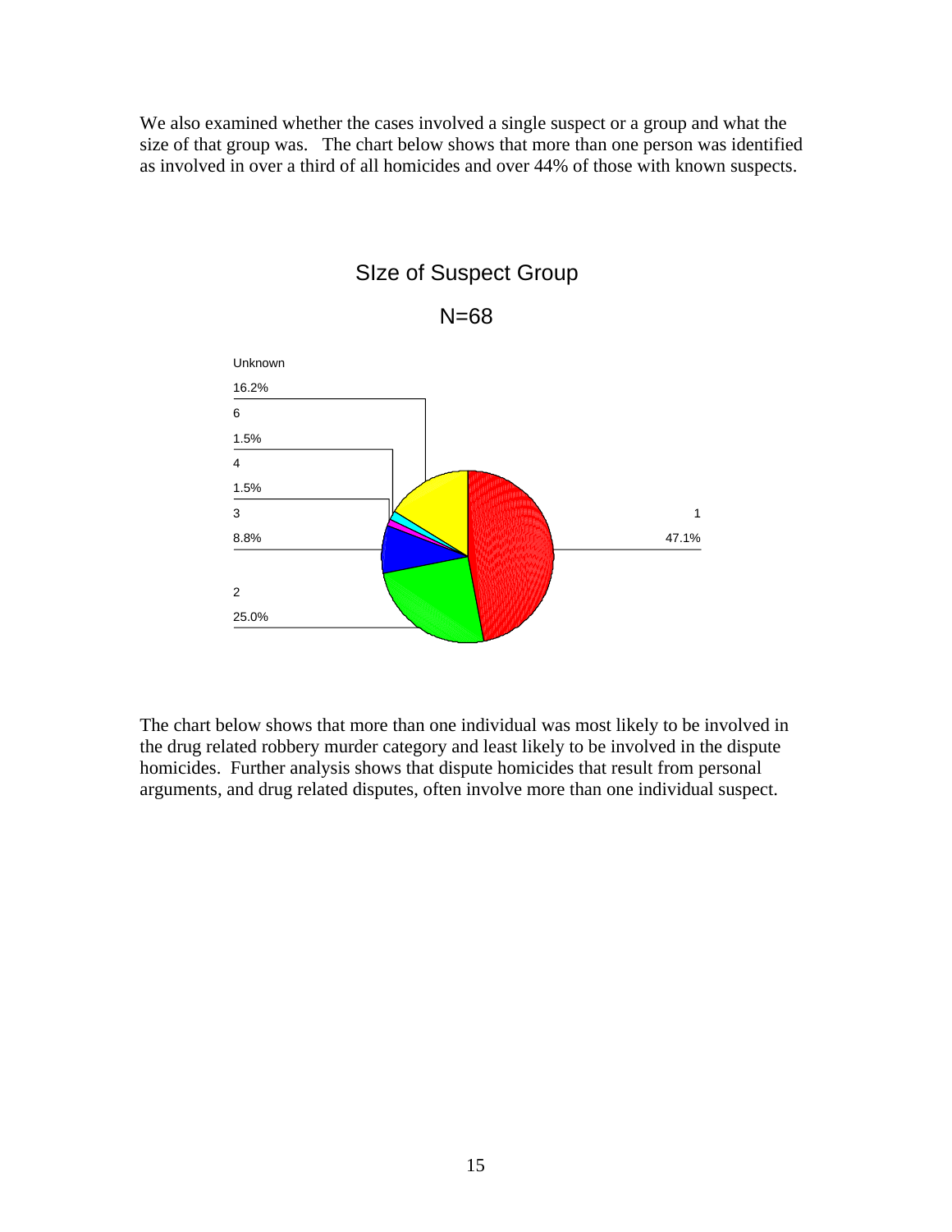We also examined whether the cases involved a single suspect or a group and what the size of that group was. The chart below shows that more than one person was identified as involved in over a third of all homicides and over 44% of those with known suspects.

SIze of Suspect Group

N=68

| Size | Percent |
|---|---|
| 1 | 47.1% |
| 2 | 25.0% |
| 3 | 8.8% |
| 4 | 1.5% |
| 6 | 1.5% |
| Unknown | 16.2% |

The chart below shows that more than one individual was most likely to be involved in the drug related robbery murder category and least likely to be involved in the dispute homicides. Further analysis shows that dispute homicides that result from personal arguments, and drug related disputes, often involve more than one individual suspect.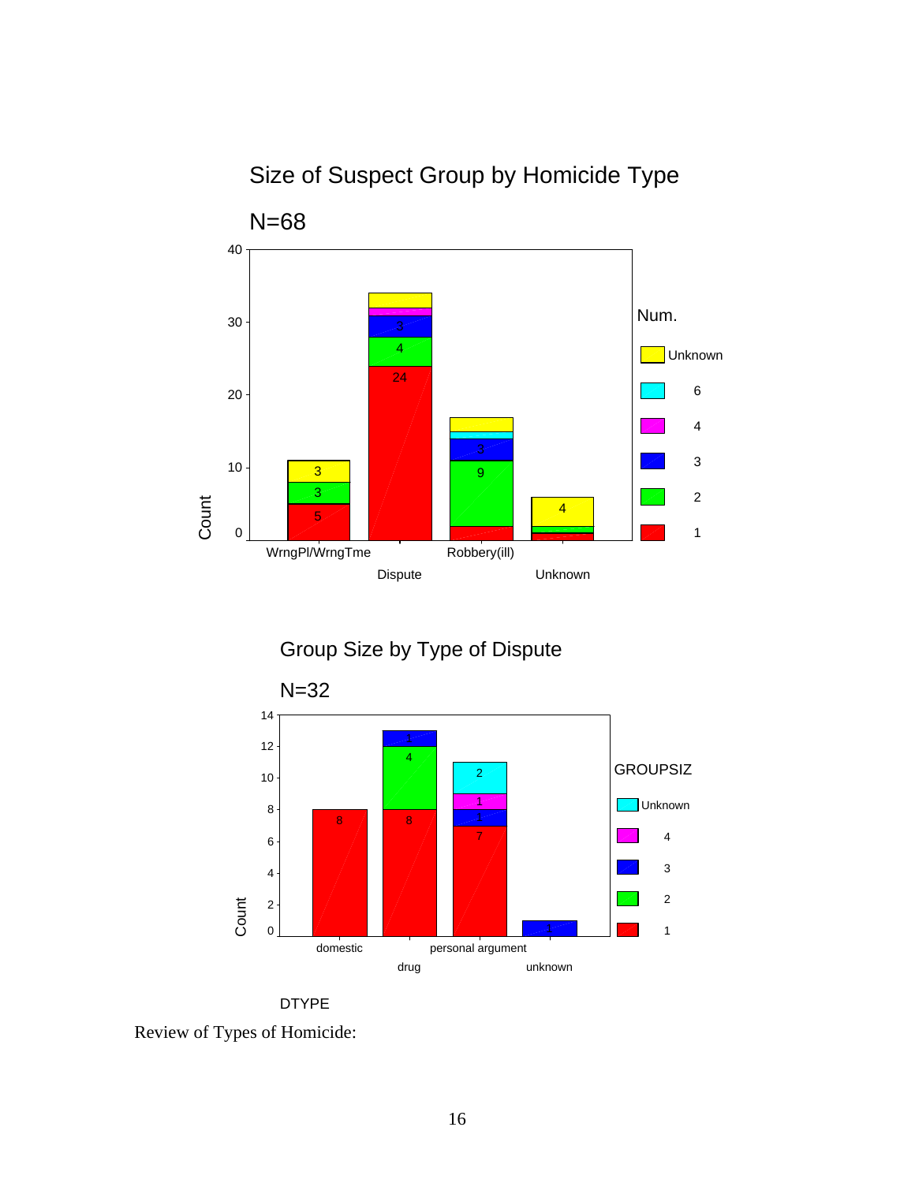Size of Suspect Group by Homicide Type

N=68

| Homicide Type | 1 | 2 | 3 | 4 | 6 | Unknown |
|---|---|---|---|---|---|---|
| WrngPl/WrngTme | 5 | 3 | | | | 3 |
| Dispute | 24 | 4 | 3 | | | |
| Robbery(ill) | | 9 | 3 | | | |
| Unknown | | | | | | 4 |

Group Size by Type of Dispute

N=32

| DTYPE | 1 | 2 | 3 | 4 | Unknown |
|---|---|---|---|---|---|
| domestic | 8 | | | | |
| drug | 8 | 4 | 1 | | |
| personal argument | 7 | | 1 | 1 | 2 |
| unknown | | | 1 | | |

Review of Types of Homicide: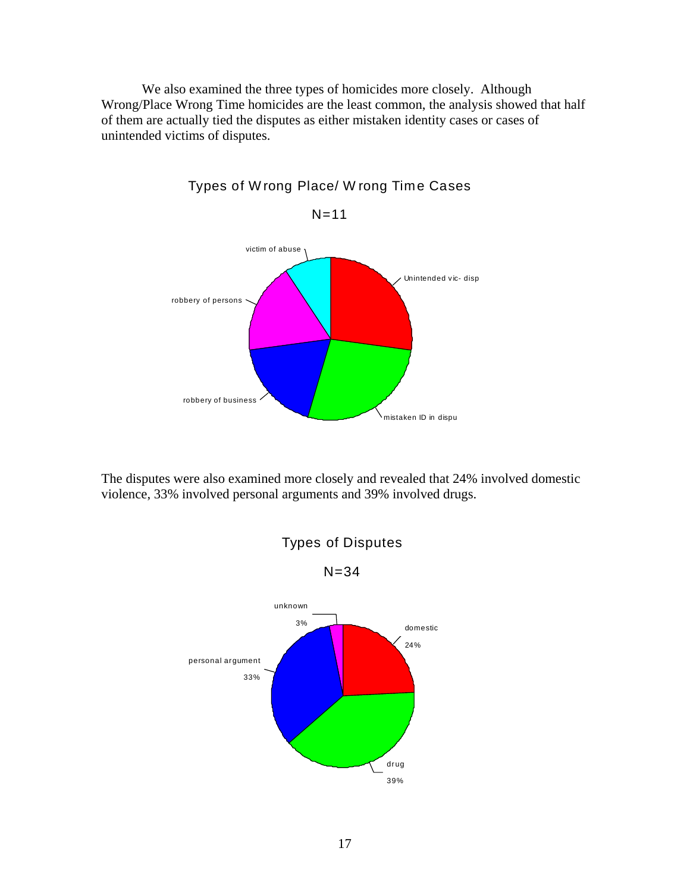We also examined the three types of homicides more closely. Although Wrong/Place Wrong Time homicides are the least common, the analysis showed that half of them are actually tied the disputes as either mistaken identity cases or cases of unintended victims of disputes.

Types of Wrong Place/ Wrong Time Cases

N=11

victim of abuse

Unintended vic- disp

robbery of persons

robbery of business

mistaken ID in dispu

The disputes were also examined more closely and revealed that 24% involved domestic violence, 33% involved personal arguments and 39% involved drugs.

Types of Disputes

N=34

unknown 3%

domestic 24%

personal argument 33%

drug 39%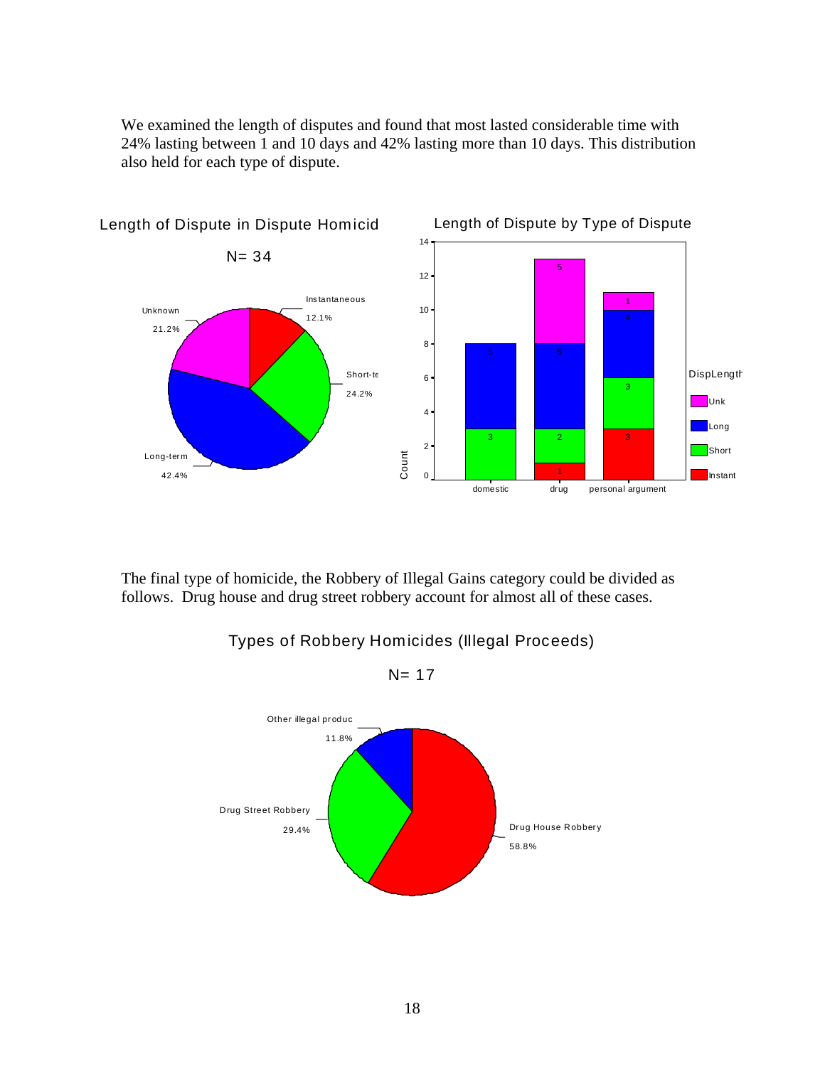We examined the length of disputes and found that most lasted considerable time with 24% lasting between 1 and 10 days and 42% lasting more than 10 days. This distribution also held for each type of dispute.

Length of Dispute in Dispute Homicid

N= 34

| Length of Dispute | Percent |
|---|---|
| Instantaneous | 12.1% |
| Short-te | 24.2% |
| Long-term | 42.4% |
| Unknown | 21.2% |

Length of Dispute by Type of Dispute

| DispLength | domestic | drug | personal argument |
|---|---|---|---|
| Instant | | 1 | 3 |
| Short | 3 | 2 | 3 |
| Long | 5 | 5 | 4 |
| Unk | | 5 | 1 |

The final type of homicide, the Robbery of Illegal Gains category could be divided as follows. Drug house and drug street robbery account for almost all of these cases.

Types of Robbery Homicides (Illegal Proceeds)

N= 17

| Type | Percent |
|---|---|
| Drug House Robbery | 58.8% |
| Drug Street Robbery | 29.4% |
| Other illegal produc | 11.8% |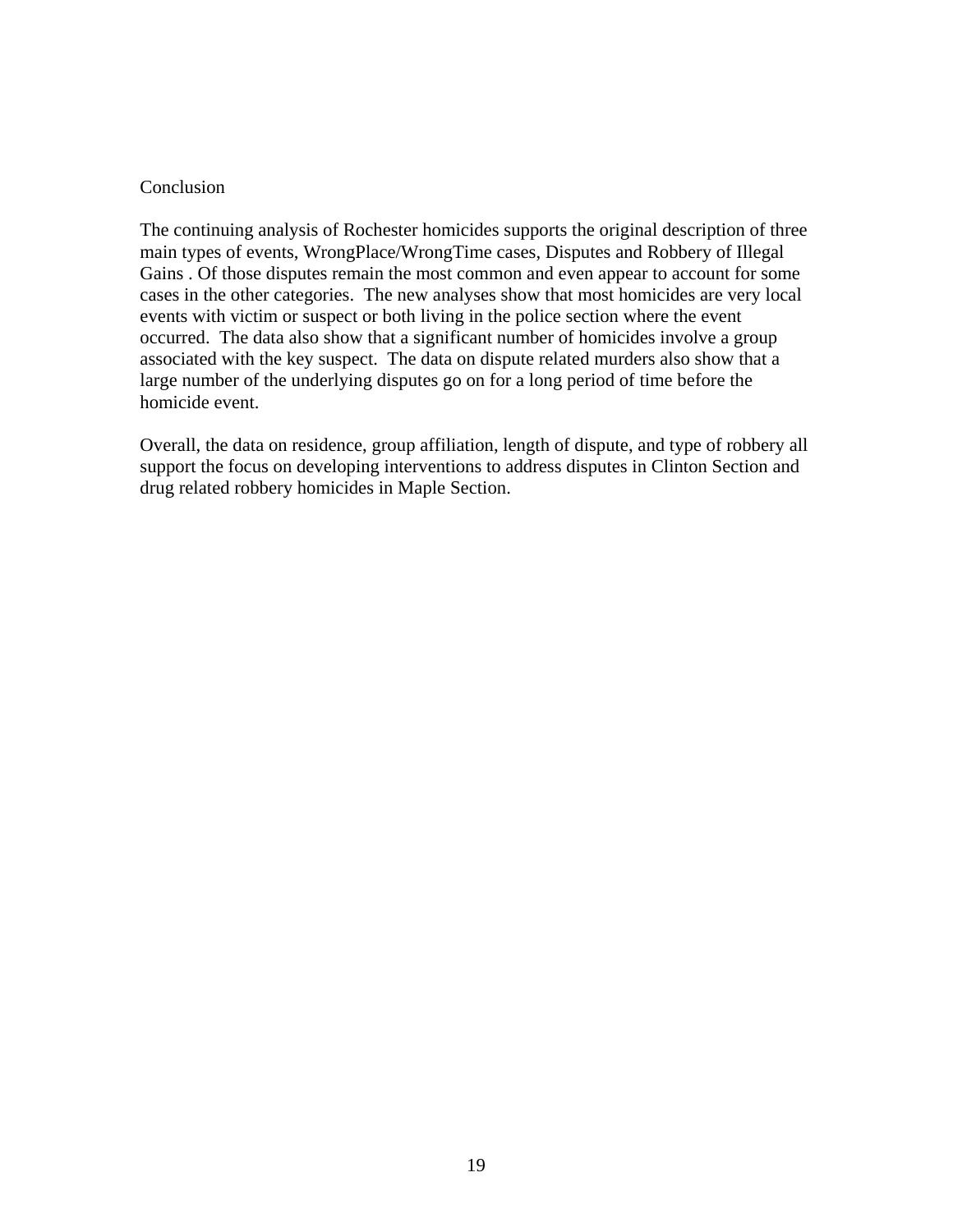## Conclusion

The continuing analysis of Rochester homicides supports the original description of three main types of events, WrongPlace/WrongTime cases, Disputes and Robbery of Illegal Gains . Of those disputes remain the most common and even appear to account for some cases in the other categories. The new analyses show that most homicides are very local events with victim or suspect or both living in the police section where the event occurred. The data also show that a significant number of homicides involve a group associated with the key suspect. The data on dispute related murders also show that a large number of the underlying disputes go on for a long period of time before the homicide event.

Overall, the data on residence, group affiliation, length of dispute, and type of robbery all support the focus on developing interventions to address disputes in Clinton Section and drug related robbery homicides in Maple Section.